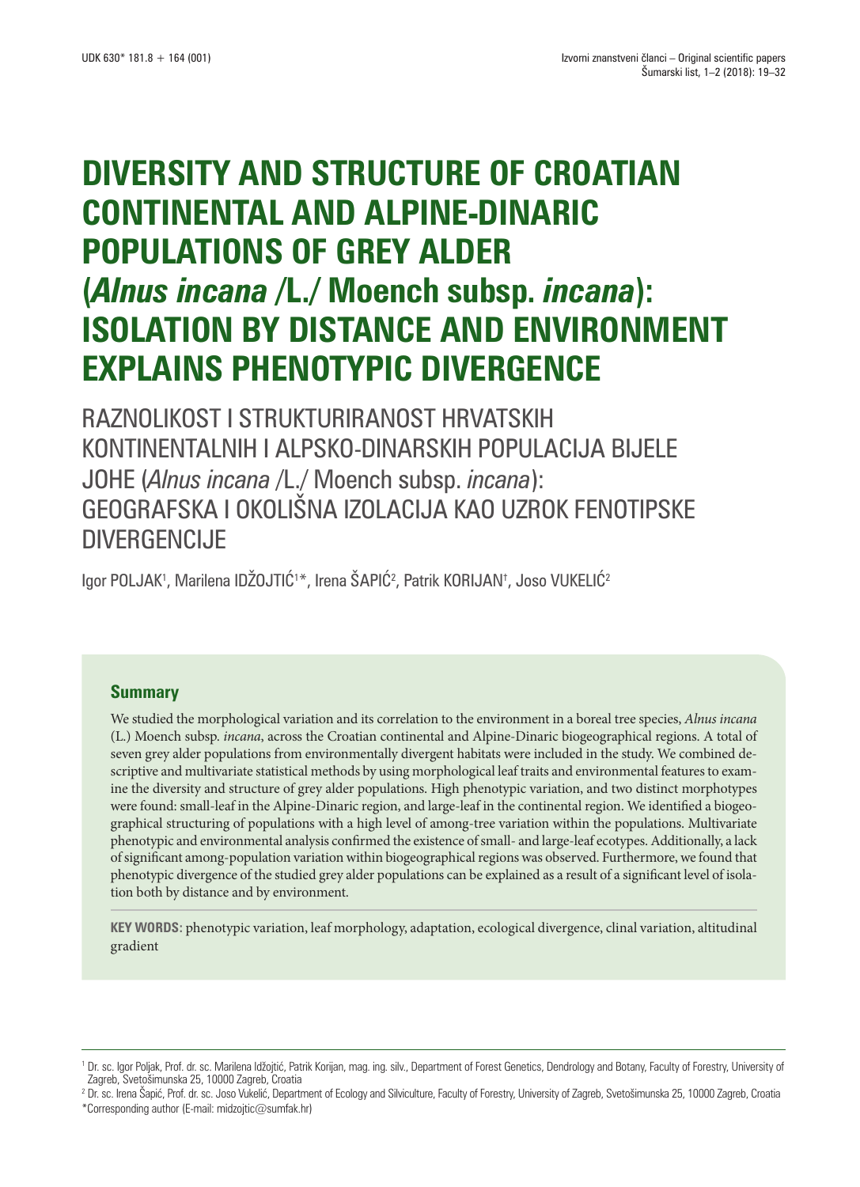UDK 630* 181.8 + 164 (001)

Izvorni znanstveni članci – Original scientific papers

# DIVERSITY AND STRUCTURE OF CROATIAN CONTINENTAL AND ALPINE-DINARIC POPULATIONS OF GREY ALDER (*Alnus incana* /L./ Moench subsp. *incana*): ISOLATION BY DISTANCE AND ENVIRONMENT EXPLAINS PHENOTYPIC DIVERGENCE

## RAZNOLIKOST I STRUKTURIRANOST HRVATSKIH KONTINENTALNIH I ALPSKO-DINARSKIH POPULACIJA BIJELE JOHE (*Alnus incana* /L./ Moench subsp. *incana*): GEOGRAFSKA I OKOLIŠNA IZOLACIJA KAO UZROK FENOTIPSKE DIVERGENCIJE

Igor POLJAK[1], Marilena IDŽOJTIĆ[1]*, Irena ŠAPIĆ[2], Patrik KORIJAN[1], Joso VUKELIĆ[2]

### Summary

We studied the morphological variation and its correlation to the environment in a boreal tree species, *Alnus incana* (L.) Moench subsp. *incana*, across the Croatian continental and Alpine-Dinaric biogeographical regions. A total of seven grey alder populations from environmentally divergent habitats were included in the study. We combined descriptive and multivariate statistical methods by using morphological leaf traits and environmental features to examine the diversity and structure of grey alder populations. High phenotypic variation, and two distinct morphotypes were found: small-leaf in the Alpine-Dinaric region, and large-leaf in the continental region. We identified a biogeographical structuring of populations with a high level of among-tree variation within the populations. Multivariate phenotypic and environmental analysis confirmed the existence of small- and large-leaf ecotypes. Additionally, a lack of significant among-population variation within biogeographical regions was observed. Furthermore, we found that phenotypic divergence of the studied grey alder populations can be explained as a result of a significant level of isolation both by distance and by environment.

**KEY WORDS:** phenotypic variation, leaf morphology, adaptation, ecological divergence, clinal variation, altitudinal gradient

---

[1] Dr. sc. Igor Poljak, Prof. dr. sc. Marilena Idžojtić, Patrik Korijan, mag. ing. silv., Department of Forest Genetics, Dendrology and Botany, Faculty of Forestry, University of Zagreb, Svetošimunska 25, 10000 Zagreb, Croatia

[2] Dr. sc. Irena Šapić, Prof. dr. sc. Joso Vukelić, Department of Ecology and Silviculture, Faculty of Forestry, University of Zagreb, Svetošimunska 25, 10000 Zagreb, Croatia

*Corresponding author (E-mail: midzojtic@sumfak.hr)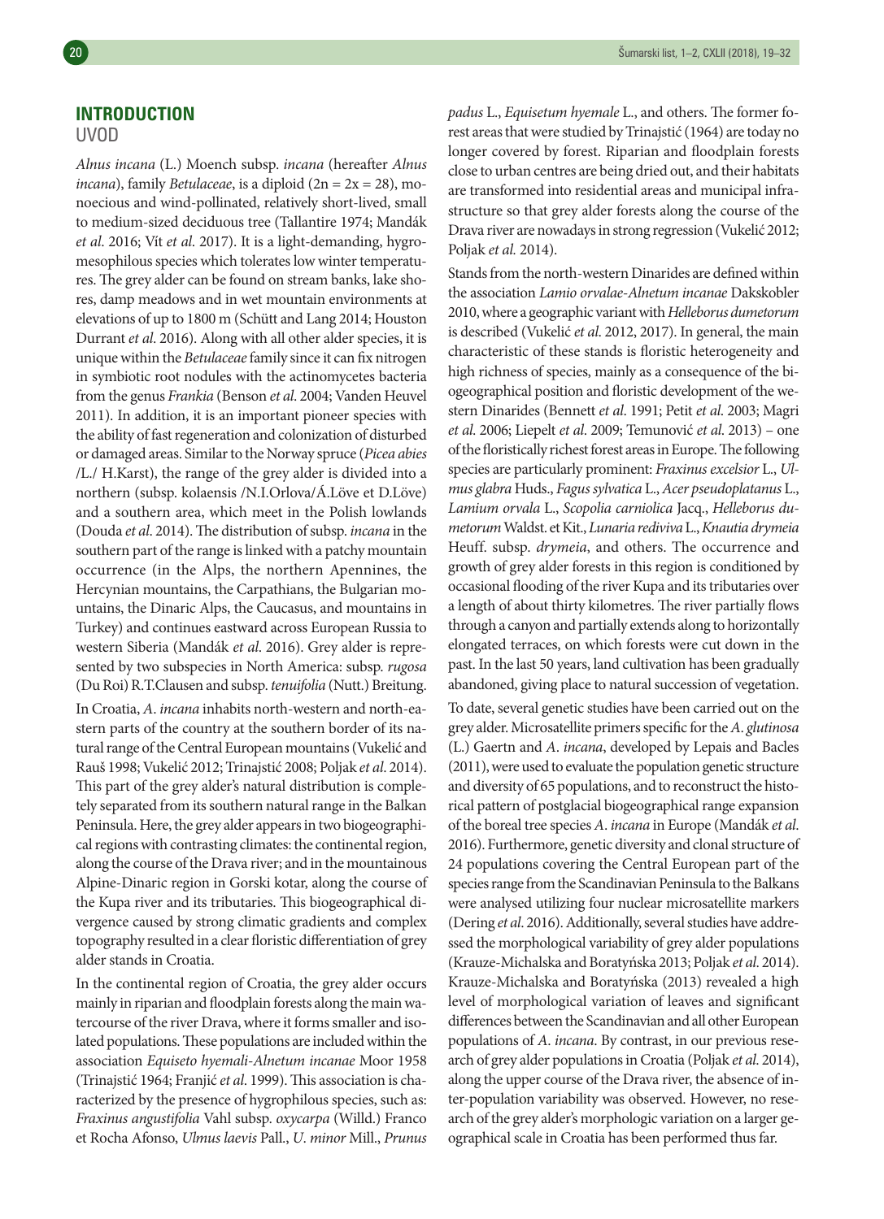## INTRODUCTION
UVOD

*Alnus incana* (L.) Moench subsp. *incana* (hereafter *Alnus incana*), family *Betulaceae*, is a diploid (2n = 2x = 28), monoecious and wind-pollinated, relatively short-lived, small to medium-sized deciduous tree (Tallantire 1974; Mandák *et al*. 2016; Vít *et al*. 2017). It is a light-demanding, hygromesophilous species which tolerates low winter temperatures. The grey alder can be found on stream banks, lake shores, damp meadows and in wet mountain environments at elevations of up to 1800 m (Schütt and Lang 2014; Houston Durrant *et al*. 2016). Along with all other alder species, it is unique within the *Betulaceae* family since it can fix nitrogen in symbiotic root nodules with the actinomycetes bacteria from the genus *Frankia* (Benson *et al*. 2004; Vanden Heuvel 2011). In addition, it is an important pioneer species with the ability of fast regeneration and colonization of disturbed or damaged areas. Similar to the Norway spruce (*Picea abies* /L./ H.Karst), the range of the grey alder is divided into a northern (subsp. kolaensis /N.I.Orlova/Á.Löve et D.Löve) and a southern area, which meet in the Polish lowlands (Douda *et al*. 2014). The distribution of subsp. *incana* in the southern part of the range is linked with a patchy mountain occurrence (in the Alps, the northern Apennines, the Hercynian mountains, the Carpathians, the Bulgarian mountains, the Dinaric Alps, the Caucasus, and mountains in Turkey) and continues eastward across European Russia to western Siberia (Mandák *et al*. 2016). Grey alder is represented by two subspecies in North America: subsp. *rugosa* (Du Roi) R.T.Clausen and subsp. *tenuifolia* (Nutt.) Breitung.

In Croatia, *A. incana* inhabits north-western and north-eastern parts of the country at the southern border of its natural range of the Central European mountains (Vukelić and Rauš 1998; Vukelić 2012; Trinajstić 2008; Poljak *et al*. 2014). This part of the grey alder's natural distribution is completely separated from its southern natural range in the Balkan Peninsula. Here, the grey alder appears in two biogeographical regions with contrasting climates: the continental region, along the course of the Drava river; and in the mountainous Alpine-Dinaric region in Gorski kotar, along the course of the Kupa river and its tributaries. This biogeographical divergence caused by strong climatic gradients and complex topography resulted in a clear floristic differentiation of grey alder stands in Croatia.

In the continental region of Croatia, the grey alder occurs mainly in riparian and floodplain forests along the main watercourse of the river Drava, where it forms smaller and isolated populations. These populations are included within the association *Equiseto hyemali-Alnetum incanae* Moor 1958 (Trinajstić 1964; Franjić *et al*. 1999). This association is characterized by the presence of hygrophilous species, such as: *Fraxinus angustifolia* Vahl subsp. *oxycarpa* (Willd.) Franco et Rocha Afonso, *Ulmus laevis* Pall., *U. minor* Mill., *Prunus padus* L., *Equisetum hyemale* L., and others. The former forest areas that were studied by Trinajstić (1964) are today no longer covered by forest. Riparian and floodplain forests close to urban centres are being dried out, and their habitats are transformed into residential areas and municipal infrastructure so that grey alder forests along the course of the Drava river are nowadays in strong regression (Vukelić 2012; Poljak *et al.* 2014).

Stands from the north-western Dinarides are defined within the association *Lamio orvalae-Alnetum incanae* Dakskobler 2010, where a geographic variant with *Helleborus dumetorum* is described (Vukelić *et al*. 2012, 2017). In general, the main characteristic of these stands is floristic heterogeneity and high richness of species, mainly as a consequence of the biogeographical position and floristic development of the western Dinarides (Bennett *et al*. 1991; Petit *et al*. 2003; Magri *et al*. 2006; Liepelt *et al*. 2009; Temunović *et al*. 2013) – one of the floristically richest forest areas in Europe. The following species are particularly prominent: *Fraxinus excelsior* L., *Ulmus glabra* Huds., *Fagus sylvatica* L., *Acer pseudoplatanus* L., *Lamium orvala* L., *Scopolia carniolica* Jacq., *Helleborus dumetorum* Waldst. et Kit., *Lunaria rediviva* L., *Knautia drymeia* Heuff. subsp. *drymeia*, and others. The occurrence and growth of grey alder forests in this region is conditioned by occasional flooding of the river Kupa and its tributaries over a length of about thirty kilometres. The river partially flows through a canyon and partially extends along to horizontally elongated terraces, on which forests were cut down in the past. In the last 50 years, land cultivation has been gradually abandoned, giving place to natural succession of vegetation.

To date, several genetic studies have been carried out on the grey alder. Microsatellite primers specific for the *A. glutinosa* (L.) Gaertn and *A. incana*, developed by Lepais and Bacles (2011), were used to evaluate the population genetic structure and diversity of 65 populations, and to reconstruct the historical pattern of postglacial biogeographical range expansion of the boreal tree species *A. incana* in Europe (Mandák *et al.* 2016). Furthermore, genetic diversity and clonal structure of 24 populations covering the Central European part of the species range from the Scandinavian Peninsula to the Balkans were analysed utilizing four nuclear microsatellite markers (Dering *et al*. 2016). Additionally, several studies have addressed the morphological variability of grey alder populations (Krauze-Michalska and Boratyńska 2013; Poljak *et al*. 2014). Krauze-Michalska and Boratyńska (2013) revealed a high level of morphological variation of leaves and significant differences between the Scandinavian and all other European populations of *A. incana*. By contrast, in our previous research of grey alder populations in Croatia (Poljak *et al*. 2014), along the upper course of the Drava river, the absence of inter-population variability was observed. However, no research of the grey alder's morphologic variation on a larger geographical scale in Croatia has been performed thus far.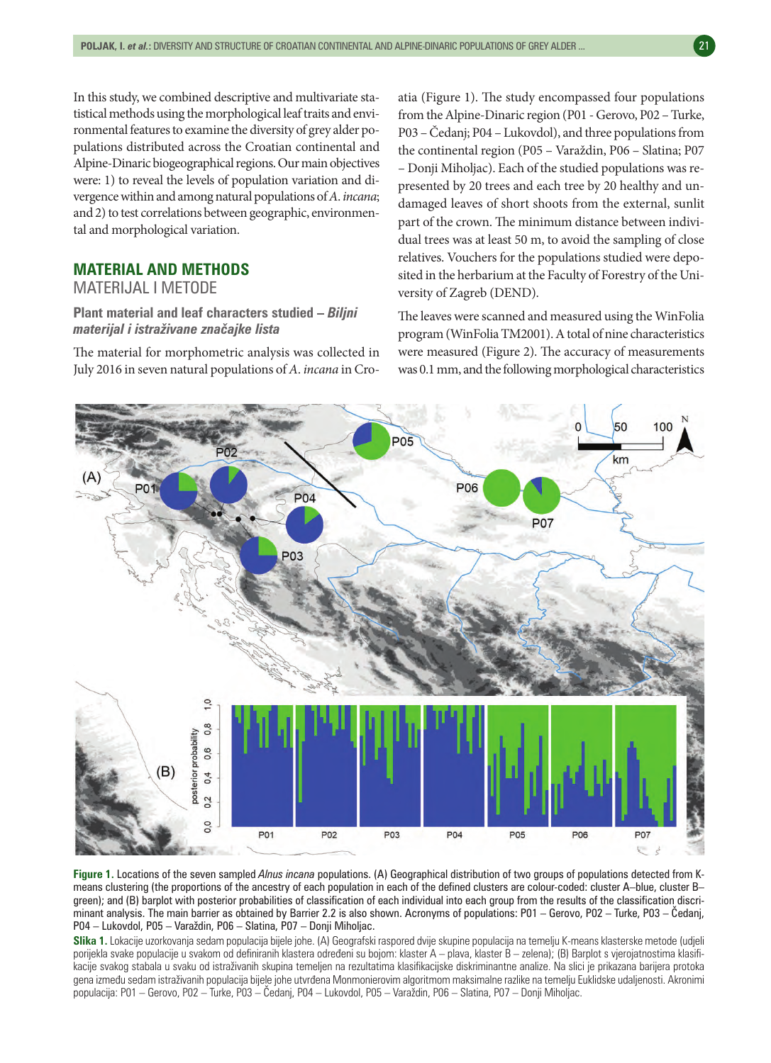In this study, we combined descriptive and multivariate statistical methods using the morphological leaf traits and environmental features to examine the diversity of grey alder populations distributed across the Croatian continental and Alpine-Dinaric biogeographical regions. Our main objectives were: 1) to reveal the levels of population variation and divergence within and among natural populations of *A. incana*; and 2) to test correlations between geographic, environmental and morphological variation.

## MATERIAL AND METHODS
## MATERIJAL I METODE

### Plant material and leaf characters studied – *Biljni materijal i istraživane značajke lista*

The material for morphometric analysis was collected in July 2016 in seven natural populations of *A. incana* in Croatia (Figure 1). The study encompassed four populations from the Alpine-Dinaric region (P01 - Gerovo, P02 – Turke, P03 – Čedanj; P04 – Lukovdol), and three populations from the continental region (P05 – Varaždin, P06 – Slatina; P07 – Donji Miholjac). Each of the studied populations was represented by 20 trees and each tree by 20 healthy and undamaged leaves of short shoots from the external, sunlit part of the crown. The minimum distance between individual trees was at least 50 m, to avoid the sampling of close relatives. Vouchers for the populations studied were deposited in the herbarium at the Faculty of Forestry of the University of Zagreb (DEND).

The leaves were scanned and measured using the WinFolia program (WinFolia TM2001). A total of nine characteristics were measured (Figure 2). The accuracy of measurements was 0.1 mm, and the following morphological characteristics

**Figure 1.** Locations of the seven sampled *Alnus incana* populations. (A) Geographical distribution of two groups of populations detected from K-means clustering (the proportions of the ancestry of each population in each of the defined clusters are colour-coded: cluster A–blue, cluster B–green); and (B) barplot with posterior probabilities of classification of each individual into each group from the results of the classification discriminant analysis. The main barrier as obtained by Barrier 2.2 is also shown. Acronyms of populations: P01 – Gerovo, P02 – Turke, P03 – Čedanj, P04 – Lukovdol, P05 – Varaždin, P06 – Slatina, P07 – Donji Miholjac.

**Slika 1.** Lokacije uzorkovanja sedam populacija bijele johe. (A) Geografski raspored dvije skupine populacija na temelju K-means klasterske metode (udjeli porijekla svake populacije u svakom od definiranih klastera određeni su bojom: klaster A – plava, klaster B – zelena); (B) Barplot s vjerojatnostima klasifikacije svakog stabala u svaku od istraživanih skupina temeljen na rezultatima klasifikacijske diskriminantne analize. Na slici je prikazana barijera protoka gena između sedam istraživanih populacija bijele johe utvrđena Monmonierovim algoritmom maksimalne razlike na temelju Euklidske udaljenosti. Akronimi populacija: P01 – Gerovo, P02 – Turke, P03 – Čedanj, P04 – Lukovdol, P05 – Varaždin, P06 – Slatina, P07 – Donji Miholjac.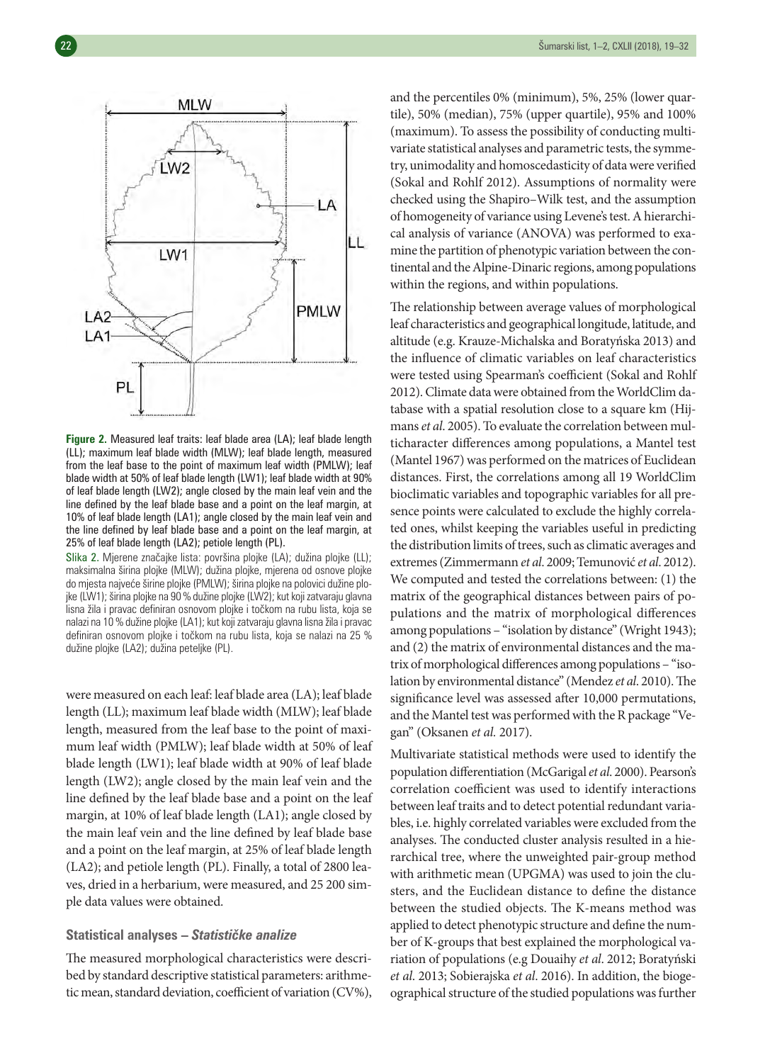**Figure 2.** Measured leaf traits: leaf blade area (LA); leaf blade length (LL); maximum leaf blade width (MLW); leaf blade length, measured from the leaf base to the point of maximum leaf width (PMLW); leaf blade width at 50% of leaf blade length (LW1); leaf blade width at 90% of leaf blade length (LW2); angle closed by the main leaf vein and the line defined by the leaf blade base and a point on the leaf margin, at 10% of leaf blade length (LA1); angle closed by the main leaf vein and the line defined by leaf blade base and a point on the leaf margin, at 25% of leaf blade length (LA2); petiole length (PL).

Slika 2. Mjerene značajke lista: površina plojke (LA); dužina plojke (LL); maksimalna širina plojke (MLW); dužina plojke, mjerena od osnove plojke do mjesta najveće širine plojke (PMLW); širina plojke na polovici dužine plojke (LW1); širina plojke na 90 % dužine plojke (LW2); kut koji zatvaraju glavna lisna žila i pravac definiran osnovom plojke i točkom na rubu lista, koja se nalazi na 10 % dužine plojke (LA1); kut koji zatvaraju glavna lisna žila i pravac definiran osnovom plojke i točkom na rubu lista, koja se nalazi na 25 % dužine plojke (LA2); dužina peteljke (PL).

were measured on each leaf: leaf blade area (LA); leaf blade length (LL); maximum leaf blade width (MLW); leaf blade length, measured from the leaf base to the point of maximum leaf width (PMLW); leaf blade width at 50% of leaf blade length (LW1); leaf blade width at 90% of leaf blade length (LW2); angle closed by the main leaf vein and the line defined by the leaf blade base and a point on the leaf margin, at 10% of leaf blade length (LA1); angle closed by the main leaf vein and the line defined by leaf blade base and a point on the leaf margin, at 25% of leaf blade length (LA2); and petiole length (PL). Finally, a total of 2800 leaves, dried in a herbarium, were measured, and 25 200 simple data values were obtained.

### Statistical analyses – *Statističke analize*

The measured morphological characteristics were described by standard descriptive statistical parameters: arithmetic mean, standard deviation, coefficient of variation (CV%), and the percentiles 0% (minimum), 5%, 25% (lower quartile), 50% (median), 75% (upper quartile), 95% and 100% (maximum). To assess the possibility of conducting multivariate statistical analyses and parametric tests, the symmetry, unimodality and homoscedasticity of data were verified (Sokal and Rohlf 2012). Assumptions of normality were checked using the Shapiro–Wilk test, and the assumption of homogeneity of variance using Levene's test. A hierarchical analysis of variance (ANOVA) was performed to examine the partition of phenotypic variation between the continental and the Alpine-Dinaric regions, among populations within the regions, and within populations.

The relationship between average values of morphological leaf characteristics and geographical longitude, latitude, and altitude (e.g. Krauze-Michalska and Boratyńska 2013) and the influence of climatic variables on leaf characteristics were tested using Spearman's coefficient (Sokal and Rohlf 2012). Climate data were obtained from the WorldClim database with a spatial resolution close to a square km (Hijmans *et al*. 2005). To evaluate the correlation between multicharacter differences among populations, a Mantel test (Mantel 1967) was performed on the matrices of Euclidean distances. First, the correlations among all 19 WorldClim bioclimatic variables and topographic variables for all presence points were calculated to exclude the highly correlated ones, whilst keeping the variables useful in predicting the distribution limits of trees, such as climatic averages and extremes (Zimmermann *et al*. 2009; Temunović *et al*. 2012). We computed and tested the correlations between: (1) the matrix of the geographical distances between pairs of populations and the matrix of morphological differences among populations – "isolation by distance" (Wright 1943); and (2) the matrix of environmental distances and the matrix of morphological differences among populations – "isolation by environmental distance" (Mendez *et al*. 2010). The significance level was assessed after 10,000 permutations, and the Mantel test was performed with the R package "Vegan" (Oksanen *et al.* 2017).

Multivariate statistical methods were used to identify the population differentiation (McGarigal *et al*. 2000). Pearson's correlation coefficient was used to identify interactions between leaf traits and to detect potential redundant variables, i.e. highly correlated variables were excluded from the analyses. The conducted cluster analysis resulted in a hierarchical tree, where the unweighted pair-group method with arithmetic mean (UPGMA) was used to join the clusters, and the Euclidean distance to define the distance between the studied objects. The K-means method was applied to detect phenotypic structure and define the number of K-groups that best explained the morphological variation of populations (e.g Douaihy *et al*. 2012; Boratyński *et al*. 2013; Sobierajska *et al*. 2016). In addition, the biogeographical structure of the studied populations was further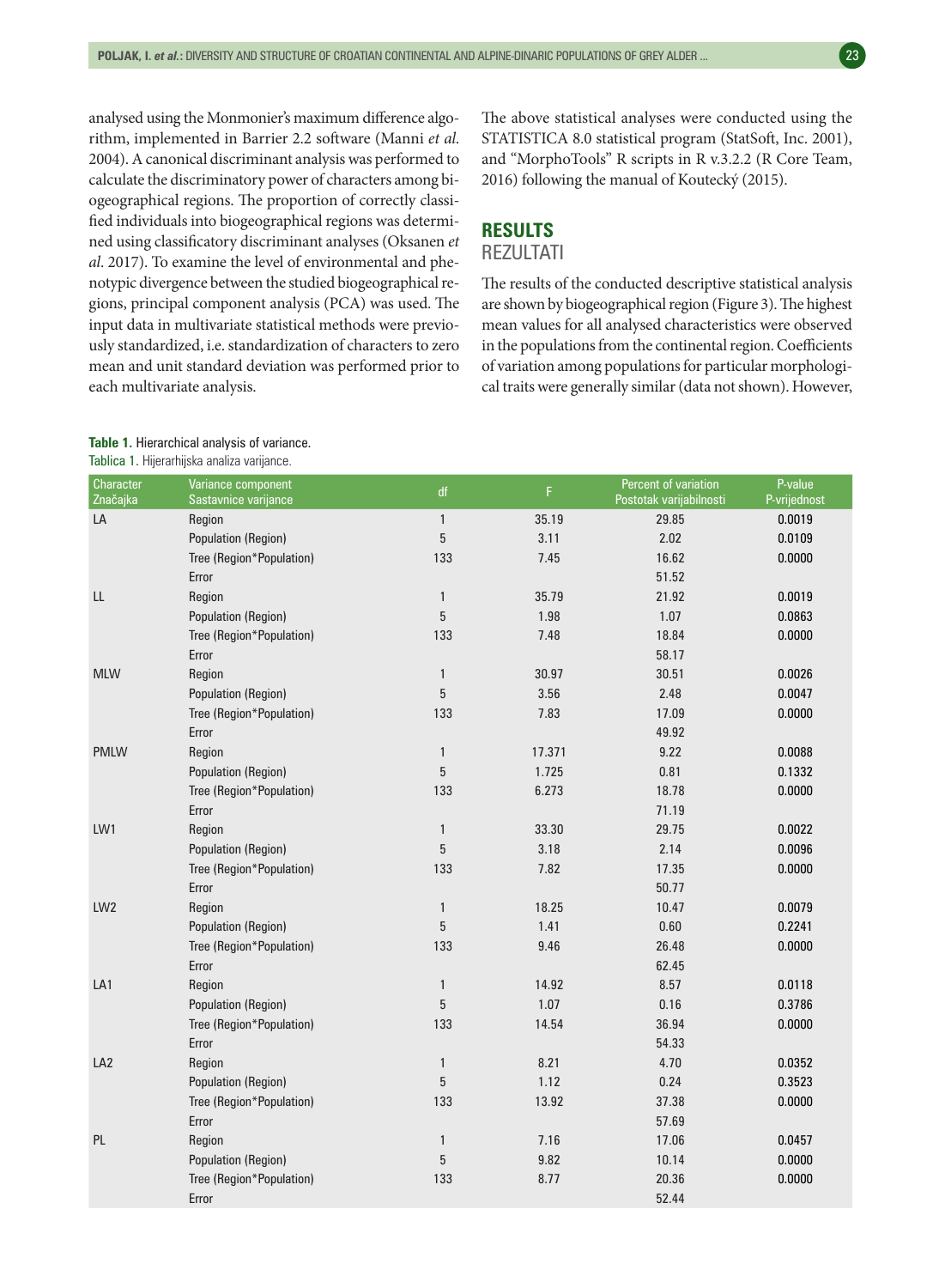analysed using the Monmonier's maximum difference algorithm, implemented in Barrier 2.2 software (Manni *et al.* 2004). A canonical discriminant analysis was performed to calculate the discriminatory power of characters among biogeographical regions. The proportion of correctly classified individuals into biogeographical regions was determined using classificatory discriminant analyses (Oksanen *et al*. 2017). To examine the level of environmental and phenotypic divergence between the studied biogeographical regions, principal component analysis (PCA) was used. The input data in multivariate statistical methods were previously standardized, i.e. standardization of characters to zero mean and unit standard deviation was performed prior to each multivariate analysis.

The above statistical analyses were conducted using the STATISTICA 8.0 statistical program (StatSoft, Inc. 2001), and "MorphoTools" R scripts in R v.3.2.2 (R Core Team, 2016) following the manual of Koutecký (2015).

## RESULTS
## REZULTATI

The results of the conducted descriptive statistical analysis are shown by biogeographical region (Figure 3). The highest mean values for all analysed characteristics were observed in the populations from the continental region. Coefficients of variation among populations for particular morphological traits were generally similar (data not shown). However,

**Table 1.** Hierarchical analysis of variance.
Tablica 1. Hijerarhijska analiza varijance.

| Character Značajka | Variance component Sastavnice varijance | df | F | Percent of variation Postotak varijabilnosti | P-value P-vrijednost |
|---|---|---|---|---|---|
| LA | Region | 1 | 35.19 | 29.85 | 0.0019 |
| | Population (Region) | 5 | 3.11 | 2.02 | 0.0109 |
| | Tree (Region*Population) | 133 | 7.45 | 16.62 | 0.0000 |
| | Error | | | 51.52 | |
| LL | Region | 1 | 35.79 | 21.92 | 0.0019 |
| | Population (Region) | 5 | 1.98 | 1.07 | 0.0863 |
| | Tree (Region*Population) | 133 | 7.48 | 18.84 | 0.0000 |
| | Error | | | 58.17 | |
| MLW | Region | 1 | 30.97 | 30.51 | 0.0026 |
| | Population (Region) | 5 | 3.56 | 2.48 | 0.0047 |
| | Tree (Region*Population) | 133 | 7.83 | 17.09 | 0.0000 |
| | Error | | | 49.92 | |
| PMLW | Region | 1 | 17.371 | 9.22 | 0.0088 |
| | Population (Region) | 5 | 1.725 | 0.81 | 0.1332 |
| | Tree (Region*Population) | 133 | 6.273 | 18.78 | 0.0000 |
| | Error | | | 71.19 | |
| LW1 | Region | 1 | 33.30 | 29.75 | 0.0022 |
| | Population (Region) | 5 | 3.18 | 2.14 | 0.0096 |
| | Tree (Region*Population) | 133 | 7.82 | 17.35 | 0.0000 |
| | Error | | | 50.77 | |
| LW2 | Region | 1 | 18.25 | 10.47 | 0.0079 |
| | Population (Region) | 5 | 1.41 | 0.60 | 0.2241 |
| | Tree (Region*Population) | 133 | 9.46 | 26.48 | 0.0000 |
| | Error | | | 62.45 | |
| LA1 | Region | 1 | 14.92 | 8.57 | 0.0118 |
| | Population (Region) | 5 | 1.07 | 0.16 | 0.3786 |
| | Tree (Region*Population) | 133 | 14.54 | 36.94 | 0.0000 |
| | Error | | | 54.33 | |
| LA2 | Region | 1 | 8.21 | 4.70 | 0.0352 |
| | Population (Region) | 5 | 1.12 | 0.24 | 0.3523 |
| | Tree (Region*Population) | 133 | 13.92 | 37.38 | 0.0000 |
| | Error | | | 57.69 | |
| PL | Region | 1 | 7.16 | 17.06 | 0.0457 |
| | Population (Region) | 5 | 9.82 | 10.14 | 0.0000 |
| | Tree (Region*Population) | 133 | 8.77 | 20.36 | 0.0000 |
| | Error | | | 52.44 | |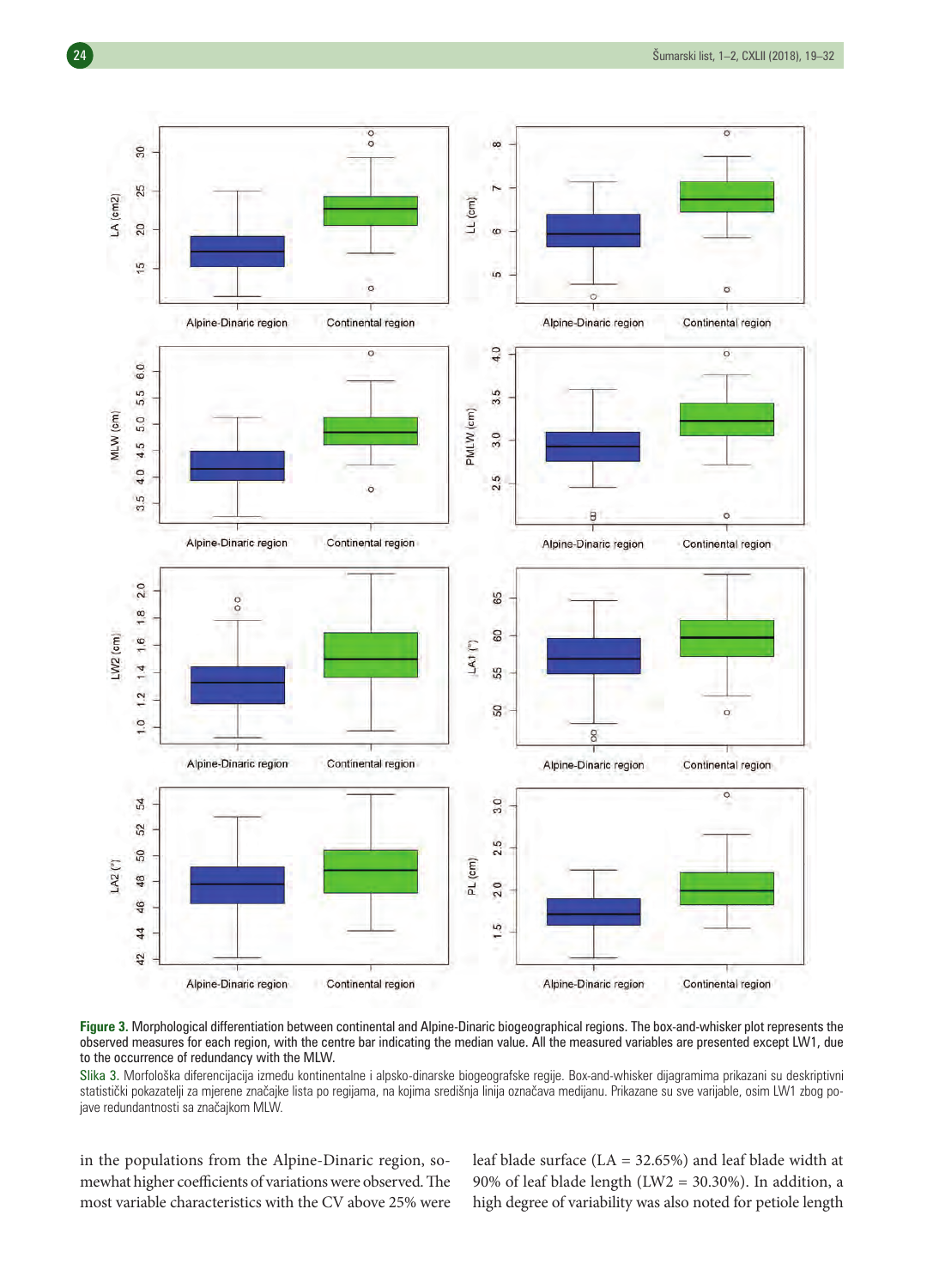**Figure 3.** Morphological differentiation between continental and Alpine-Dinaric biogeographical regions. The box-and-whisker plot represents the observed measures for each region, with the centre bar indicating the median value. All the measured variables are presented except LW1, due to the occurrence of redundancy with the MLW.

Slika 3. Morfološka diferencijacija između kontinentalne i alpsko-dinarske biogeografske regije. Box-and-whisker dijagramima prikazani su deskriptivni statistički pokazatelji za mjerene značajke lista po regijama, na kojima središnja linija označava medijanu. Prikazane su sve varijable, osim LW1 zbog pojave redundantnosti sa značajkom MLW.

in the populations from the Alpine-Dinaric region, somewhat higher coefficients of variations were observed. The most variable characteristics with the CV above 25% were leaf blade surface (LA = 32.65%) and leaf blade width at 90% of leaf blade length (LW2 = 30.30%). In addition, a high degree of variability was also noted for petiole length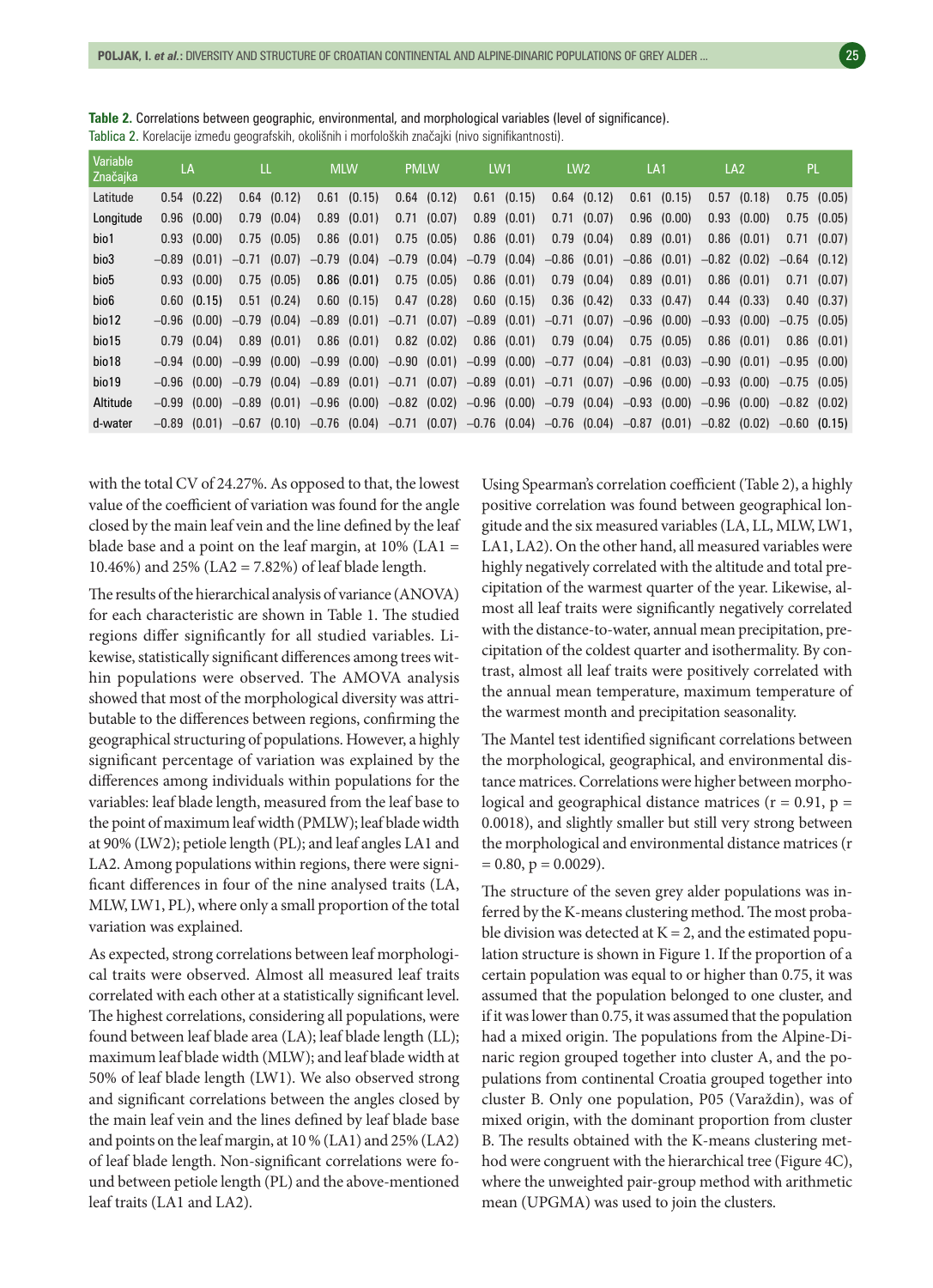**Table 2.** Correlations between geographic, environmental, and morphological variables (level of significance).
Tablica 2. Korelacije između geografskih, okolišnih i morfoloških značajki (nivo signifikantnosti).

| Variable Značajka | LA | LL | MLW | PMLW | LW1 | LW2 | LA1 | LA2 | PL |
|---|---|---|---|---|---|---|---|---|---|
| Latitude | 0.54 (0.22) | 0.64 (0.12) | 0.61 (0.15) | 0.64 (0.12) | 0.61 (0.15) | 0.64 (0.12) | 0.61 (0.15) | 0.57 (0.18) | 0.75 (0.05) |
| Longitude | 0.96 (0.00) | 0.79 (0.04) | 0.89 (0.01) | 0.71 (0.07) | 0.89 (0.01) | 0.71 (0.07) | 0.96 (0.00) | 0.93 (0.00) | 0.75 (0.05) |
| bio1 | 0.93 (0.00) | 0.75 (0.05) | 0.86 (0.01) | 0.75 (0.05) | 0.86 (0.01) | 0.79 (0.04) | 0.89 (0.01) | 0.86 (0.01) | 0.71 (0.07) |
| bio3 | −0.89 (0.01) | −0.71 (0.07) | −0.79 (0.04) | −0.79 (0.04) | −0.79 (0.04) | −0.86 (0.01) | −0.86 (0.01) | −0.82 (0.02) | −0.64 (0.12) |
| bio5 | 0.93 (0.00) | 0.75 (0.05) | 0.86 (0.01) | 0.75 (0.05) | 0.86 (0.01) | 0.79 (0.04) | 0.89 (0.01) | 0.86 (0.01) | 0.71 (0.07) |
| bio6 | 0.60 (0.15) | 0.51 (0.24) | 0.60 (0.15) | 0.47 (0.28) | 0.60 (0.15) | 0.36 (0.42) | 0.33 (0.47) | 0.44 (0.33) | 0.40 (0.37) |
| bio12 | −0.96 (0.00) | −0.79 (0.04) | −0.89 (0.01) | −0.71 (0.07) | −0.89 (0.01) | −0.71 (0.07) | −0.96 (0.00) | −0.93 (0.00) | −0.75 (0.05) |
| bio15 | 0.79 (0.04) | 0.89 (0.01) | 0.86 (0.01) | 0.82 (0.02) | 0.86 (0.01) | 0.79 (0.04) | 0.75 (0.05) | 0.86 (0.01) | 0.86 (0.01) |
| bio18 | −0.94 (0.00) | −0.99 (0.00) | −0.99 (0.00) | −0.90 (0.01) | −0.99 (0.00) | −0.77 (0.04) | −0.81 (0.03) | −0.90 (0.01) | −0.95 (0.00) |
| bio19 | −0.96 (0.00) | −0.79 (0.04) | −0.89 (0.01) | −0.71 (0.07) | −0.89 (0.01) | −0.71 (0.07) | −0.96 (0.00) | −0.93 (0.00) | −0.75 (0.05) |
| Altitude | −0.99 (0.00) | −0.89 (0.01) | −0.96 (0.00) | −0.82 (0.02) | −0.96 (0.00) | −0.79 (0.04) | −0.93 (0.00) | −0.96 (0.00) | −0.82 (0.02) |
| d-water | −0.89 (0.01) | −0.67 (0.10) | −0.76 (0.04) | −0.71 (0.07) | −0.76 (0.04) | −0.76 (0.04) | −0.87 (0.01) | −0.82 (0.02) | −0.60 (0.15) |

with the total CV of 24.27%. As opposed to that, the lowest value of the coefficient of variation was found for the angle closed by the main leaf vein and the line defined by the leaf blade base and a point on the leaf margin, at 10% (LA1 = 10.46%) and 25% (LA2 = 7.82%) of leaf blade length.

The results of the hierarchical analysis of variance (ANOVA) for each characteristic are shown in Table 1. The studied regions differ significantly for all studied variables. Likewise, statistically significant differences among trees within populations were observed. The AMOVA analysis showed that most of the morphological diversity was attributable to the differences between regions, confirming the geographical structuring of populations. However, a highly significant percentage of variation was explained by the differences among individuals within populations for the variables: leaf blade length, measured from the leaf base to the point of maximum leaf width (PMLW); leaf blade width at 90% (LW2); petiole length (PL); and leaf angles LA1 and LA2. Among populations within regions, there were significant differences in four of the nine analysed traits (LA, MLW, LW1, PL), where only a small proportion of the total variation was explained.

As expected, strong correlations between leaf morphological traits were observed. Almost all measured leaf traits correlated with each other at a statistically significant level. The highest correlations, considering all populations, were found between leaf blade area (LA); leaf blade length (LL); maximum leaf blade width (MLW); and leaf blade width at 50% of leaf blade length (LW1). We also observed strong and significant correlations between the angles closed by the main leaf vein and the lines defined by leaf blade base and points on the leaf margin, at 10 % (LA1) and 25% (LA2) of leaf blade length. Non-significant correlations were found between petiole length (PL) and the above-mentioned leaf traits (LA1 and LA2).

Using Spearman's correlation coefficient (Table 2), a highly positive correlation was found between geographical longitude and the six measured variables (LA, LL, MLW, LW1, LA1, LA2). On the other hand, all measured variables were highly negatively correlated with the altitude and total precipitation of the warmest quarter of the year. Likewise, almost all leaf traits were significantly negatively correlated with the distance-to-water, annual mean precipitation, precipitation of the coldest quarter and isothermality. By contrast, almost all leaf traits were positively correlated with the annual mean temperature, maximum temperature of the warmest month and precipitation seasonality.

The Mantel test identified significant correlations between the morphological, geographical, and environmental distance matrices. Correlations were higher between morphological and geographical distance matrices ($r = 0.91$, $p = 0.0018$), and slightly smaller but still very strong between the morphological and environmental distance matrices ($r = 0.80$, $p = 0.0029$).

The structure of the seven grey alder populations was inferred by the K-means clustering method. The most probable division was detected at $K = 2$, and the estimated population structure is shown in Figure 1. If the proportion of a certain population was equal to or higher than 0.75, it was assumed that the population belonged to one cluster, and if it was lower than 0.75, it was assumed that the population had a mixed origin. The populations from the Alpine-Dinaric region grouped together into cluster A, and the populations from continental Croatia grouped together into cluster B. Only one population, P05 (Varaždin), was of mixed origin, with the dominant proportion from cluster B. The results obtained with the K-means clustering method were congruent with the hierarchical tree (Figure 4C), where the unweighted pair-group method with arithmetic mean (UPGMA) was used to join the clusters.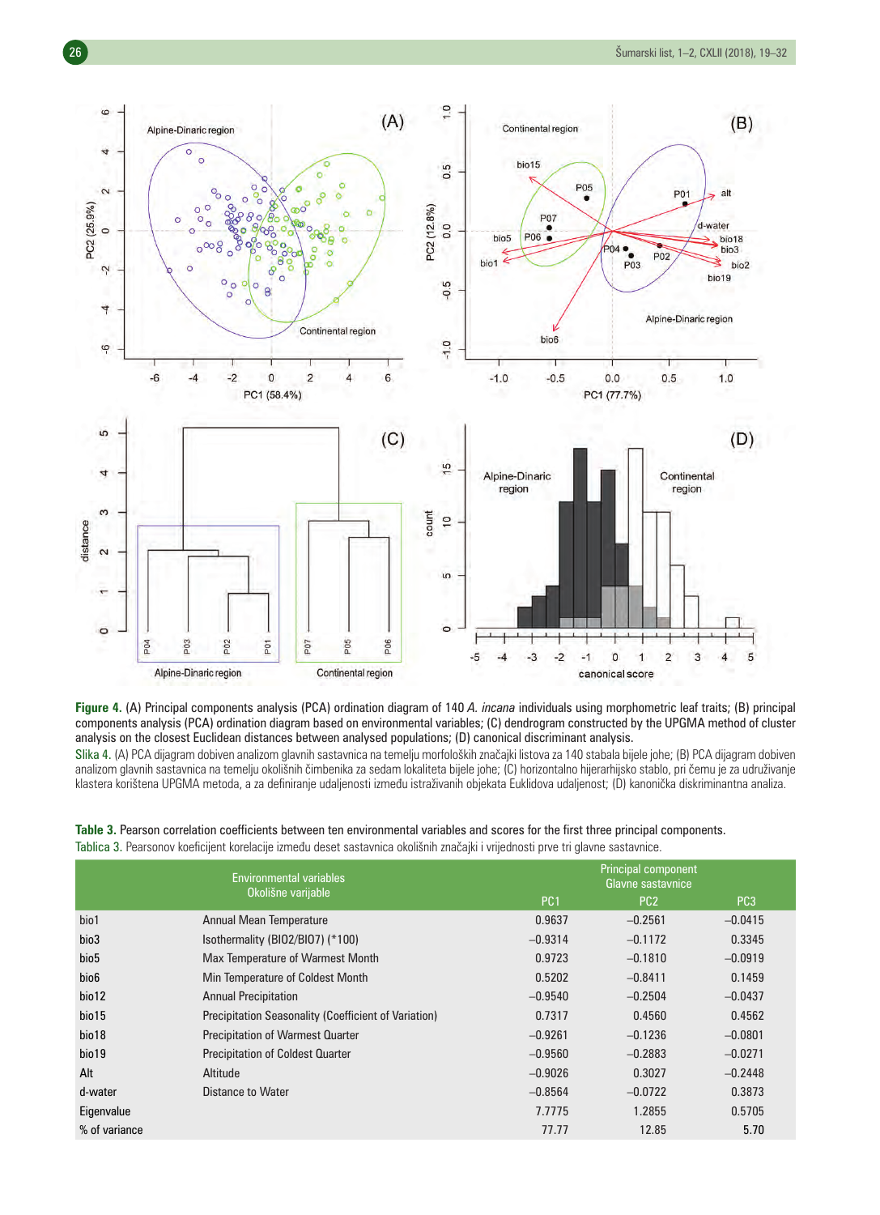**Figure 4.** (A) Principal components analysis (PCA) ordination diagram of 140 *A. incana* individuals using morphometric leaf traits; (B) principal components analysis (PCA) ordination diagram based on environmental variables; (C) dendrogram constructed by the UPGMA method of cluster analysis on the closest Euclidean distances between analysed populations; (D) canonical discriminant analysis.

Slika 4. (A) PCA dijagram dobiven analizom glavnih sastavnica na temelju morfoloških značajki listova za 140 stabala bijele johe; (B) PCA dijagram dobiven analizom glavnih sastavnica na temelju okolišnih čimbenika za sedam lokaliteta bijele johe; (C) horizontalno hijerarhijsko stablo, pri čemu je za udruživanje klastera korištena UPGMA metoda, a za definiranje udaljenosti između istraživanih objekata Euklidova udaljenost; (D) kanonička diskriminantna analiza.

**Table 3.** Pearson correlation coefficients between ten environmental variables and scores for the first three principal components.

Tablica 3. Pearsonov koeficijent korelacije između deset sastavnica okolišnih značajki i vrijednosti prve tri glavne sastavnice.

| Environmental variables<br>Okolišne varijable | | Principal component<br>Glavne sastavnice | | |
|---|---|---|---|---|
| | | PC1 | PC2 | PC3 |
| bio1 | Annual Mean Temperature | 0.9637 | –0.2561 | –0.0415 |
| bio3 | Isothermality (BIO2/BIO7) (*100) | –0.9314 | –0.1172 | 0.3345 |
| bio5 | Max Temperature of Warmest Month | 0.9723 | –0.1810 | –0.0919 |
| bio6 | Min Temperature of Coldest Month | 0.5202 | –0.8411 | 0.1459 |
| bio12 | Annual Precipitation | –0.9540 | –0.2504 | –0.0437 |
| bio15 | Precipitation Seasonality (Coefficient of Variation) | 0.7317 | 0.4560 | 0.4562 |
| bio18 | Precipitation of Warmest Quarter | –0.9261 | –0.1236 | –0.0801 |
| bio19 | Precipitation of Coldest Quarter | –0.9560 | –0.2883 | –0.0271 |
| Alt | Altitude | –0.9026 | 0.3027 | –0.2448 |
| d-water | Distance to Water | –0.8564 | –0.0722 | 0.3873 |
| Eigenvalue | | 7.7775 | 1.2855 | 0.5705 |
| % of variance | | 77.77 | 12.85 | 5.70 |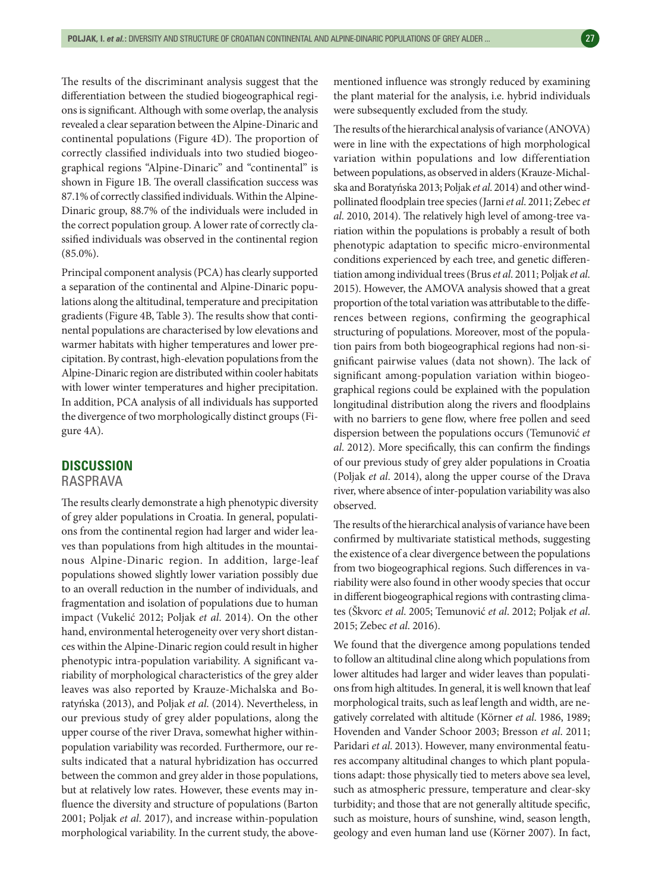The results of the discriminant analysis suggest that the differentiation between the studied biogeographical regions is significant. Although with some overlap, the analysis revealed a clear separation between the Alpine-Dinaric and continental populations (Figure 4D). The proportion of correctly classified individuals into two studied biogeographical regions "Alpine-Dinaric" and "continental" is shown in Figure 1B. The overall classification success was 87.1% of correctly classified individuals. Within the Alpine-Dinaric group, 88.7% of the individuals were included in the correct population group. A lower rate of correctly classified individuals was observed in the continental region (85.0%).

Principal component analysis (PCA) has clearly supported a separation of the continental and Alpine-Dinaric populations along the altitudinal, temperature and precipitation gradients (Figure 4B, Table 3). The results show that continental populations are characterised by low elevations and warmer habitats with higher temperatures and lower precipitation. By contrast, high-elevation populations from the Alpine-Dinaric region are distributed within cooler habitats with lower winter temperatures and higher precipitation. In addition, PCA analysis of all individuals has supported the divergence of two morphologically distinct groups (Figure 4A).

## DISCUSSION
### RASPRAVA

The results clearly demonstrate a high phenotypic diversity of grey alder populations in Croatia. In general, populations from the continental region had larger and wider leaves than populations from high altitudes in the mountainous Alpine-Dinaric region. In addition, large-leaf populations showed slightly lower variation possibly due to an overall reduction in the number of individuals, and fragmentation and isolation of populations due to human impact (Vukelić 2012; Poljak *et al.* 2014). On the other hand, environmental heterogeneity over very short distances within the Alpine-Dinaric region could result in higher phenotypic intra-population variability. A significant variability of morphological characteristics of the grey alder leaves was also reported by Krauze-Michalska and Boratyńska (2013), and Poljak *et al.* (2014). Nevertheless, in our previous study of grey alder populations, along the upper course of the river Drava, somewhat higher within-population variability was recorded. Furthermore, our results indicated that a natural hybridization has occurred between the common and grey alder in those populations, but at relatively low rates. However, these events may influence the diversity and structure of populations (Barton 2001; Poljak *et al.* 2017), and increase within-population morphological variability. In the current study, the above-mentioned influence was strongly reduced by examining the plant material for the analysis, i.e. hybrid individuals were subsequently excluded from the study.

The results of the hierarchical analysis of variance (ANOVA) were in line with the expectations of high morphological variation within populations and low differentiation between populations, as observed in alders (Krauze-Michalska and Boratyńska 2013; Poljak *et al.* 2014) and other wind-pollinated floodplain tree species (Jarni *et al.* 2011; Zebec *et al.* 2010, 2014). The relatively high level of among-tree variation within the populations is probably a result of both phenotypic adaptation to specific micro-environmental conditions experienced by each tree, and genetic differentiation among individual trees (Brus *et al.* 2011; Poljak *et al.* 2015). However, the AMOVA analysis showed that a great proportion of the total variation was attributable to the differences between regions, confirming the geographical structuring of populations. Moreover, most of the population pairs from both biogeographical regions had non-significant pairwise values (data not shown). The lack of significant among-population variation within biogeographical regions could be explained with the population longitudinal distribution along the rivers and floodplains with no barriers to gene flow, where free pollen and seed dispersion between the populations occurs (Temunović *et al.* 2012). More specifically, this can confirm the findings of our previous study of grey alder populations in Croatia (Poljak *et al.* 2014), along the upper course of the Drava river, where absence of inter-population variability was also observed.

The results of the hierarchical analysis of variance have been confirmed by multivariate statistical methods, suggesting the existence of a clear divergence between the populations from two biogeographical regions. Such differences in variability were also found in other woody species that occur in different biogeographical regions with contrasting climates (Škvorc *et al.* 2005; Temunović *et al.* 2012; Poljak *et al.* 2015; Zebec *et al.* 2016).

We found that the divergence among populations tended to follow an altitudinal cline along which populations from lower altitudes had larger and wider leaves than populations from high altitudes. In general, it is well known that leaf morphological traits, such as leaf length and width, are negatively correlated with altitude (Körner *et al.* 1986, 1989; Hovenden and Vander Schoor 2003; Bresson *et al.* 2011; Paridari *et al.* 2013). However, many environmental features accompany altitudinal changes to which plant populations adapt: those physically tied to meters above sea level, such as atmospheric pressure, temperature and clear-sky turbidity; and those that are not generally altitude specific, such as moisture, hours of sunshine, wind, season length, geology and even human land use (Körner 2007). In fact,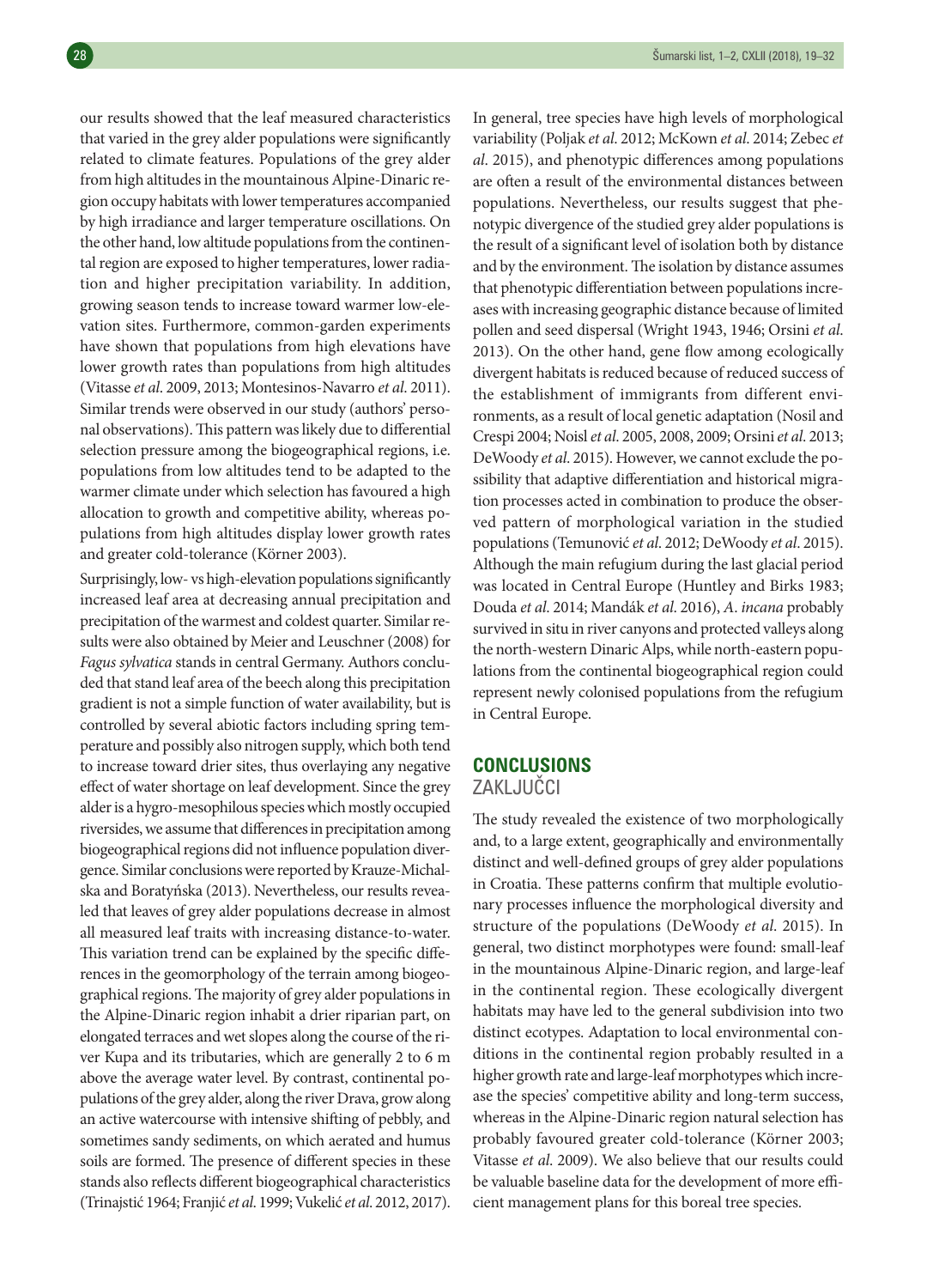our results showed that the leaf measured characteristics that varied in the grey alder populations were significantly related to climate features. Populations of the grey alder from high altitudes in the mountainous Alpine-Dinaric region occupy habitats with lower temperatures accompanied by high irradiance and larger temperature oscillations. On the other hand, low altitude populations from the continental region are exposed to higher temperatures, lower radiation and higher precipitation variability. In addition, growing season tends to increase toward warmer low-elevation sites. Furthermore, common-garden experiments have shown that populations from high elevations have lower growth rates than populations from high altitudes (Vitasse *et al*. 2009, 2013; Montesinos-Navarro *et al*. 2011). Similar trends were observed in our study (authors' personal observations). This pattern was likely due to differential selection pressure among the biogeographical regions, i.e. populations from low altitudes tend to be adapted to the warmer climate under which selection has favoured a high allocation to growth and competitive ability, whereas populations from high altitudes display lower growth rates and greater cold-tolerance (Körner 2003).

Surprisingly, low- vs high-elevation populations significantly increased leaf area at decreasing annual precipitation and precipitation of the warmest and coldest quarter. Similar results were also obtained by Meier and Leuschner (2008) for *Fagus sylvatica* stands in central Germany. Authors concluded that stand leaf area of the beech along this precipitation gradient is not a simple function of water availability, but is controlled by several abiotic factors including spring temperature and possibly also nitrogen supply, which both tend to increase toward drier sites, thus overlaying any negative effect of water shortage on leaf development. Since the grey alder is a hygro-mesophilous species which mostly occupied riversides, we assume that differences in precipitation among biogeographical regions did not influence population divergence. Similar conclusions were reported by Krauze-Michalska and Boratyńska (2013). Nevertheless, our results revealed that leaves of grey alder populations decrease in almost all measured leaf traits with increasing distance-to-water. This variation trend can be explained by the specific differences in the geomorphology of the terrain among biogeographical regions. The majority of grey alder populations in the Alpine-Dinaric region inhabit a drier riparian part, on elongated terraces and wet slopes along the course of the river Kupa and its tributaries, which are generally 2 to 6 m above the average water level. By contrast, continental populations of the grey alder, along the river Drava, grow along an active watercourse with intensive shifting of pebbly, and sometimes sandy sediments, on which aerated and humus soils are formed. The presence of different species in these stands also reflects different biogeographical characteristics (Trinajstić 1964; Franjić *et al*. 1999; Vukelić *et al*. 2012, 2017).

In general, tree species have high levels of morphological variability (Poljak *et al*. 2012; McKown *et al*. 2014; Zebec *et al*. 2015), and phenotypic differences among populations are often a result of the environmental distances between populations. Nevertheless, our results suggest that phenotypic divergence of the studied grey alder populations is the result of a significant level of isolation both by distance and by the environment. The isolation by distance assumes that phenotypic differentiation between populations increases with increasing geographic distance because of limited pollen and seed dispersal (Wright 1943, 1946; Orsini *et al*. 2013). On the other hand, gene flow among ecologically divergent habitats is reduced because of reduced success of the establishment of immigrants from different environments, as a result of local genetic adaptation (Nosil and Crespi 2004; Noisl *et al*. 2005, 2008, 2009; Orsini *et al*. 2013; DeWoody *et al*. 2015). However, we cannot exclude the possibility that adaptive differentiation and historical migration processes acted in combination to produce the observed pattern of morphological variation in the studied populations (Temunović *et al*. 2012; DeWoody *et al*. 2015). Although the main refugium during the last glacial period was located in Central Europe (Huntley and Birks 1983; Douda *et al*. 2014; Mandák *et al*. 2016), *A. incana* probably survived in situ in river canyons and protected valleys along the north-western Dinaric Alps, while north-eastern populations from the continental biogeographical region could represent newly colonised populations from the refugium in Central Europe.

## CONCLUSIONS
### ZAKLJUČCI

The study revealed the existence of two morphologically and, to a large extent, geographically and environmentally distinct and well-defined groups of grey alder populations in Croatia. These patterns confirm that multiple evolutionary processes influence the morphological diversity and structure of the populations (DeWoody *et al*. 2015). In general, two distinct morphotypes were found: small-leaf in the mountainous Alpine-Dinaric region, and large-leaf in the continental region. These ecologically divergent habitats may have led to the general subdivision into two distinct ecotypes. Adaptation to local environmental conditions in the continental region probably resulted in a higher growth rate and large-leaf morphotypes which increase the species' competitive ability and long-term success, whereas in the Alpine-Dinaric region natural selection has probably favoured greater cold-tolerance (Körner 2003; Vitasse *et al*. 2009). We also believe that our results could be valuable baseline data for the development of more efficient management plans for this boreal tree species.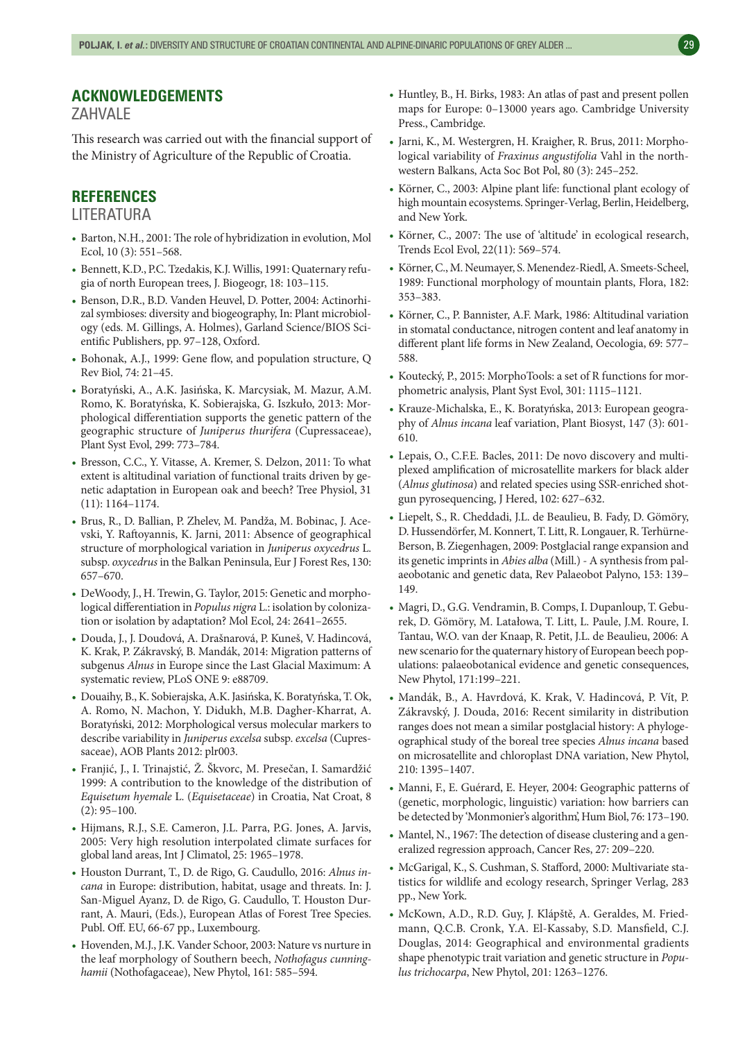## ACKNOWLEDGEMENTS

ZAHVALE

This research was carried out with the financial support of the Ministry of Agriculture of the Republic of Croatia.

## REFERENCES

LITERATURA

- Barton, N.H., 2001: The role of hybridization in evolution, Mol Ecol, 10 (3): 551–568.
- Bennett, K.D., P.C. Tzedakis, K.J. Willis, 1991: Quaternary refugia of north European trees, J. Biogeogr, 18: 103–115.
- Benson, D.R., B.D. Vanden Heuvel, D. Potter, 2004: Actinorhizal symbioses: diversity and biogeography, In: Plant microbiology (eds. M. Gillings, A. Holmes), Garland Science/BIOS Scientific Publishers, pp. 97–128, Oxford.
- Bohonak, A.J., 1999: Gene flow, and population structure, Q Rev Biol, 74: 21–45.
- Boratyński, A., A.K. Jasińska, K. Marcysiak, M. Mazur, A.M. Romo, K. Boratyńska, K. Sobierajska, G. Iszkuło, 2013: Morphological differentiation supports the genetic pattern of the geographic structure of *Juniperus thurifera* (Cupressaceae), Plant Syst Evol, 299: 773–784.
- Bresson, C.C., Y. Vitasse, A. Kremer, S. Delzon, 2011: To what extent is altitudinal variation of functional traits driven by genetic adaptation in European oak and beech? Tree Physiol, 31 (11): 1164–1174.
- Brus, R., D. Ballian, P. Zhelev, M. Pandža, M. Bobinac, J. Acevski, Y. Raftoyannis, K. Jarni, 2011: Absence of geographical structure of morphological variation in *Juniperus oxycedrus* L. subsp. *oxycedrus* in the Balkan Peninsula, Eur J Forest Res, 130: 657–670.
- DeWoody, J., H. Trewin, G. Taylor, 2015: Genetic and morphological differentiation in *Populus nigra* L.: isolation by colonization or isolation by adaptation? Mol Ecol, 24: 2641–2655.
- Douda, J., J. Doudová, A. Drašnarová, P. Kuneš, V. Hadincová, K. Krak, P. Zákravský, B. Mandák, 2014: Migration patterns of subgenus *Alnus* in Europe since the Last Glacial Maximum: A systematic review, PLoS ONE 9: e88709.
- Douaihy, B., K. Sobierajska, A.K. Jasińska, K. Boratyńska, T. Ok, A. Romo, N. Machon, Y. Didukh, M.B. Dagher-Kharrat, A. Boratyński, 2012: Morphological versus molecular markers to describe variability in *Juniperus excelsa* subsp. *excelsa* (Cupressaceae), AOB Plants 2012: plr003.
- Franjić, J., I. Trinajstić, Ž. Škvorc, M. Presečan, I. Samardžić 1999: A contribution to the knowledge of the distribution of *Equisetum hyemale* L. (*Equisetaceae*) in Croatia, Nat Croat, 8 (2): 95–100.
- Hijmans, R.J., S.E. Cameron, J.L. Parra, P.G. Jones, A. Jarvis, 2005: Very high resolution interpolated climate surfaces for global land areas, Int J Climatol, 25: 1965–1978.
- Houston Durrant, T., D. de Rigo, G. Caudullo, 2016: *Alnus incana* in Europe: distribution, habitat, usage and threats. In: J. San-Miguel Ayanz, D. de Rigo, G. Caudullo, T. Houston Durrant, A. Mauri, (Eds.), European Atlas of Forest Tree Species. Publ. Off. EU, 66-67 pp., Luxembourg.
- Hovenden, M.J., J.K. Vander Schoor, 2003: Nature vs nurture in the leaf morphology of Southern beech, *Nothofagus cunninghamii* (Nothofagaceae), New Phytol, 161: 585–594.
- Huntley, B., H. Birks, 1983: An atlas of past and present pollen maps for Europe: 0–13000 years ago. Cambridge University Press., Cambridge.
- Jarni, K., M. Westergren, H. Kraigher, R. Brus, 2011: Morphological variability of *Fraxinus angustifolia* Vahl in the northwestern Balkans, Acta Soc Bot Pol, 80 (3): 245–252.
- Körner, C., 2003: Alpine plant life: functional plant ecology of high mountain ecosystems. Springer-Verlag, Berlin, Heidelberg, and New York.
- Körner, C., 2007: The use of 'altitude' in ecological research, Trends Ecol Evol, 22(11): 569–574.
- Körner, C., M. Neumayer, S. Menendez-Riedl, A. Smeets-Scheel, 1989: Functional morphology of mountain plants, Flora, 182: 353–383.
- Körner, C., P. Bannister, A.F. Mark, 1986: Altitudinal variation in stomatal conductance, nitrogen content and leaf anatomy in different plant life forms in New Zealand, Oecologia, 69: 577–588.
- Koutecký, P., 2015: MorphoTools: a set of R functions for morphometric analysis, Plant Syst Evol, 301: 1115–1121.
- Krauze-Michalska, E., K. Boratyńska, 2013: European geography of *Alnus incana* leaf variation, Plant Biosyst, 147 (3): 601-610.
- Lepais, O., C.F.E. Bacles, 2011: De novo discovery and multiplexed amplification of microsatellite markers for black alder (*Alnus glutinosa*) and related species using SSR-enriched shotgun pyrosequencing, J Hered, 102: 627–632.
- Liepelt, S., R. Cheddadi, J.L. de Beaulieu, B. Fady, D. Gömöry, D. Hussendörfer, M. Konnert, T. Litt, R. Longauer, R. Terhürne-Berson, B. Ziegenhagen, 2009: Postglacial range expansion and its genetic imprints in *Abies alba* (Mill.) - A synthesis from palaeobotanic and genetic data, Rev Palaeobot Palyno, 153: 139–149.
- Magri, D., G.G. Vendramin, B. Comps, I. Dupanloup, T. Geburek, D. Gömöry, M. Latałowa, T. Litt, L. Paule, J.M. Roure, I. Tantau, W.O. van der Knaap, R. Petit, J.L. de Beaulieu, 2006: A new scenario for the quaternary history of European beech populations: palaeobotanical evidence and genetic consequences, New Phytol, 171:199–221.
- Mandák, B., A. Havrdová, K. Krak, V. Hadincová, P. Vít, P. Zákravský, J. Douda, 2016: Recent similarity in distribution ranges does not mean a similar postglacial history: A phylogeographical study of the boreal tree species *Alnus incana* based on microsatellite and chloroplast DNA variation, New Phytol, 210: 1395–1407.
- Manni, F., E. Guérard, E. Heyer, 2004: Geographic patterns of (genetic, morphologic, linguistic) variation: how barriers can be detected by 'Monmonier's algorithm', Hum Biol, 76: 173–190.
- Mantel, N., 1967: The detection of disease clustering and a generalized regression approach, Cancer Res, 27: 209–220.
- McGarigal, K., S. Cushman, S. Stafford, 2000: Multivariate statistics for wildlife and ecology research, Springer Verlag, 283 pp., New York.
- McKown, A.D., R.D. Guy, J. Klápště, A. Geraldes, M. Friedmann, Q.C.B. Cronk, Y.A. El-Kassaby, S.D. Mansfield, C.J. Douglas, 2014: Geographical and environmental gradients shape phenotypic trait variation and genetic structure in *Populus trichocarpa*, New Phytol, 201: 1263–1276.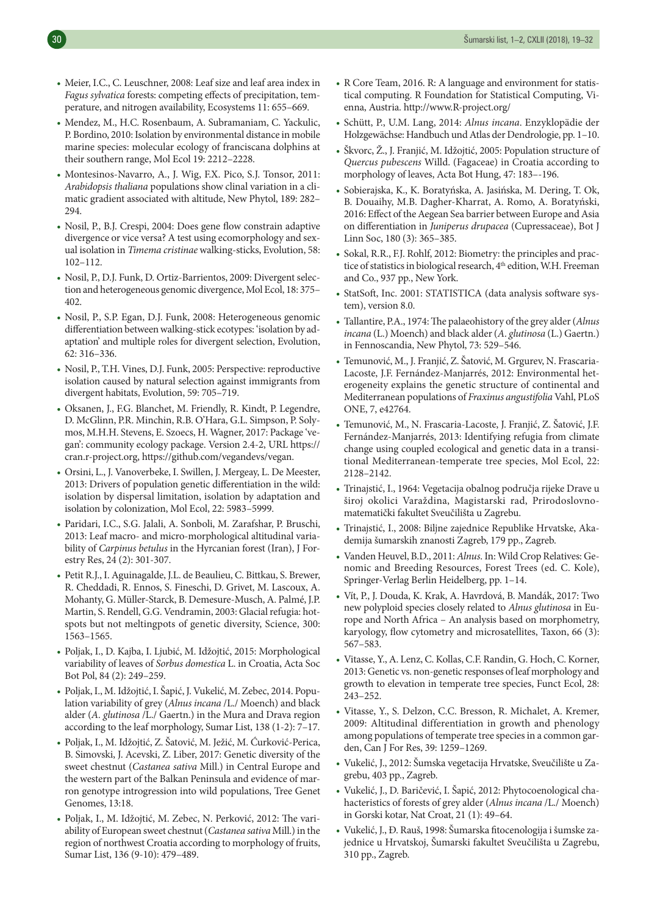- Meier, I.C., C. Leuschner, 2008: Leaf size and leaf area index in *Fagus sylvatica* forests: competing effects of precipitation, temperature, and nitrogen availability, Ecosystems 11: 655–669.
- Mendez, M., H.C. Rosenbaum, A. Subramaniam, C. Yackulic, P. Bordino, 2010: Isolation by environmental distance in mobile marine species: molecular ecology of franciscana dolphins at their southern range, Mol Ecol 19: 2212–2228.
- Montesinos-Navarro, A., J. Wig, F.X. Pico, S.J. Tonsor, 2011: *Arabidopsis thaliana* populations show clinal variation in a climatic gradient associated with altitude, New Phytol, 189: 282–294.
- Nosil, P., B.J. Crespi, 2004: Does gene flow constrain adaptive divergence or vice versa? A test using ecomorphology and sexual isolation in *Timema cristinae* walking-sticks, Evolution, 58: 102–112.
- Nosil, P., D.J. Funk, D. Ortiz-Barrientos, 2009: Divergent selection and heterogeneous genomic divergence, Mol Ecol, 18: 375–402.
- Nosil, P., S.P. Egan, D.J. Funk, 2008: Heterogeneous genomic differentiation between walking-stick ecotypes: 'isolation by adaptation' and multiple roles for divergent selection, Evolution, 62: 316–336.
- Nosil, P., T.H. Vines, D.J. Funk, 2005: Perspective: reproductive isolation caused by natural selection against immigrants from divergent habitats, Evolution, 59: 705–719.
- Oksanen, J., F.G. Blanchet, M. Friendly, R. Kindt, P. Legendre, D. McGlinn, P.R. Minchin, R.B. O'Hara, G.L. Simpson, P. Solymos, M.H.H. Stevens, E. Szoecs, H. Wagner, 2017: Package 'vegan': community ecology package. Version 2.4-2, URL https://cran.r-project.org, https://github.com/vegandevs/vegan.
- Orsini, L., J. Vanoverbeke, I. Swillen, J. Mergeay, L. De Meester, 2013: Drivers of population genetic differentiation in the wild: isolation by dispersal limitation, isolation by adaptation and isolation by colonization, Mol Ecol, 22: 5983–5999.
- Paridari, I.C., S.G. Jalali, A. Sonboli, M. Zarafshar, P. Bruschi, 2013: Leaf macro- and micro-morphological altitudinal variability of *Carpinus betulus* in the Hyrcanian forest (Iran), J Forestry Res, 24 (2): 301-307.
- Petit R.J., I. Aguinagalde, J.L. de Beaulieu, C. Bittkau, S. Brewer, R. Cheddadi, R. Ennos, S. Fineschi, D. Grivet, M. Lascoux, A. Mohanty, G. Müller-Starck, B. Demesure-Musch, A. Palmé, J.P. Martin, S. Rendell, G.G. Vendramin, 2003: Glacial refugia: hotspots but not meltingpots of genetic diversity, Science, 300: 1563–1565.
- Poljak, I., D. Kajba, I. Ljubić, M. Idžojtić, 2015: Morphological variability of leaves of *Sorbus domestica* L. in Croatia, Acta Soc Bot Pol, 84 (2): 249–259.
- Poljak, I., M. Idžojtić, I. Šapić, J. Vukelić, M. Zebec, 2014. Population variability of grey (*Alnus incana* /L./ Moench) and black alder (*A. glutinosa* /L./ Gaertn.) in the Mura and Drava region according to the leaf morphology, Sumar List, 138 (1-2): 7–17.
- Poljak, I., M. Idžojtić, Z. Šatović, M. Ježić, M. Ćurković-Perica, B. Simovski, J. Acevski, Z. Liber, 2017: Genetic diversity of the sweet chestnut (*Castanea sativa* Mill.) in Central Europe and the western part of the Balkan Peninsula and evidence of marron genotype introgression into wild populations, Tree Genet Genomes, 13:18.
- Poljak, I., M. Idžojtić, M. Zebec, N. Perković, 2012: The variability of European sweet chestnut (*Castanea sativa* Mill.) in the region of northwest Croatia according to morphology of fruits, Sumar List, 136 (9-10): 479–489.
- R Core Team, 2016. R: A language and environment for statistical computing. R Foundation for Statistical Computing, Vienna, Austria. http://www.R-project.org/
- Schütt, P., U.M. Lang, 2014: *Alnus incana*. Enzyklopädie der Holzgewächse: Handbuch und Atlas der Dendrologie, pp. 1–10.
- Škvorc, Ž., J. Franjić, M. Idžojtić, 2005: Population structure of *Quercus pubescens* Willd. (Fagaceae) in Croatia according to morphology of leaves, Acta Bot Hung, 47: 183–-196.
- Sobierajska, K., K. Boratyńska, A. Jasińska, M. Dering, T. Ok, B. Douaihy, M.B. Dagher-Kharrat, A. Romo, A. Boratyński, 2016: Effect of the Aegean Sea barrier between Europe and Asia on differentiation in *Juniperus drupacea* (Cupressaceae), Bot J Linn Soc, 180 (3): 365–385.
- Sokal, R.R., F.J. Rohlf, 2012: Biometry: the principles and practice of statistics in biological research, 4th edition, W.H. Freeman and Co., 937 pp., New York.
- StatSoft, Inc. 2001: STATISTICA (data analysis software system), version 8.0.
- Tallantire, P.A., 1974: The palaeohistory of the grey alder (*Alnus incana* (L.) Moench) and black alder (*A. glutinosa* (L.) Gaertn.) in Fennoscandia, New Phytol, 73: 529–546.
- Temunović, M., J. Franjić, Z. Šatović, M. Grgurev, N. Frascaria-Lacoste, J.F. Fernández-Manjarrés, 2012: Environmental heterogeneity explains the genetic structure of continental and Mediterranean populations of *Fraxinus angustifolia* Vahl, PLoS ONE, 7, e42764.
- Temunović, M., N. Frascaria-Lacoste, J. Franjić, Z. Šatović, J.F. Fernández-Manjarrés, 2013: Identifying refugia from climate change using coupled ecological and genetic data in a transitional Mediterranean-temperate tree species, Mol Ecol, 22: 2128–2142.
- Trinajstić, I., 1964: Vegetacija obalnog područja rijeke Drave u široj okolici Varaždina, Magistarski rad, Prirodoslovno-matematički fakultet Sveučilišta u Zagrebu.
- Trinajstić, I., 2008: Biljne zajednice Republike Hrvatske, Akademija šumarskih znanosti Zagreb, 179 pp., Zagreb.
- Vanden Heuvel, B.D., 2011: *Alnus*. In: Wild Crop Relatives: Genomic and Breeding Resources, Forest Trees (ed. C. Kole), Springer-Verlag Berlin Heidelberg, pp. 1–14.
- Vít, P., J. Douda, K. Krak, A. Havrdová, B. Mandák, 2017: Two new polyploid species closely related to *Alnus glutinosa* in Europe and North Africa – An analysis based on morphometry, karyology, flow cytometry and microsatellites, Taxon, 66 (3): 567–583.
- Vitasse, Y., A. Lenz, C. Kollas, C.F. Randin, G. Hoch, C. Korner, 2013: Genetic vs. non-genetic responses of leaf morphology and growth to elevation in temperate tree species, Funct Ecol, 28: 243–252.
- Vitasse, Y., S. Delzon, C.C. Bresson, R. Michalet, A. Kremer, 2009: Altitudinal differentiation in growth and phenology among populations of temperate tree species in a common garden, Can J For Res, 39: 1259–1269.
- Vukelić, J., 2012: Šumska vegetacija Hrvatske, Sveučilište u Zagrebu, 403 pp., Zagreb.
- Vukelić, J., D. Baričević, I. Šapić, 2012: Phytocoenological chahacteristics of forests of grey alder (*Alnus incana* /L./ Moench) in Gorski kotar, Nat Croat, 21 (1): 49–64.
- Vukelić, J., Đ. Rauš, 1998: Šumarska fitocenologija i šumske zajednice u Hrvatskoj, Šumarski fakultet Sveučilišta u Zagrebu, 310 pp., Zagreb.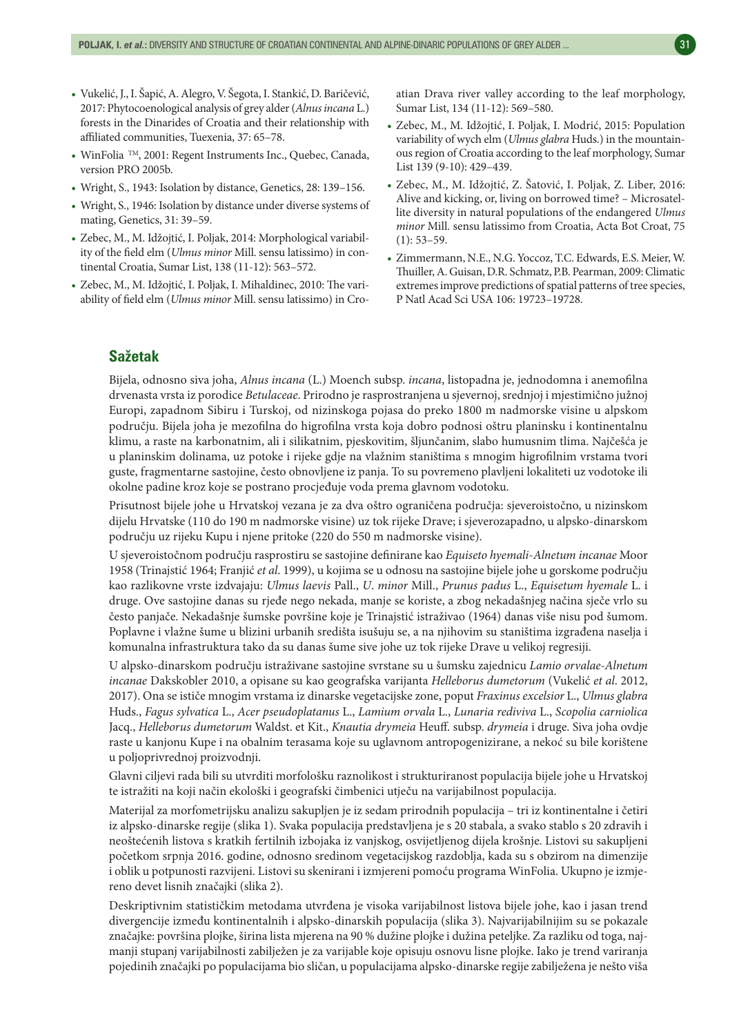- Vukelić, J., I. Šapić, A. Alegro, V. Šegota, I. Stankić, D. Baričević, 2017: Phytocoenological analysis of grey alder (*Alnus incana* L.) forests in the Dinarides of Croatia and their relationship with affiliated communities, Tuexenia, 37: 65–78.
- WinFolia ™, 2001: Regent Instruments Inc., Quebec, Canada, version PRO 2005b.
- Wright, S., 1943: Isolation by distance, Genetics, 28: 139–156.
- Wright, S., 1946: Isolation by distance under diverse systems of mating, Genetics, 31: 39–59.
- Zebec, M., M. Idžojtić, I. Poljak, 2014: Morphological variability of the field elm (*Ulmus minor* Mill. sensu latissimo) in continental Croatia, Sumar List, 138 (11-12): 563–572.
- Zebec, M., M. Idžojtić, I. Poljak, I. Mihaldinec, 2010: The variability of field elm (*Ulmus minor* Mill. sensu latissimo) in Croatian Drava river valley according to the leaf morphology, Sumar List, 134 (11-12): 569–580.
- Zebec, M., M. Idžojtić, I. Poljak, I. Modrić, 2015: Population variability of wych elm (*Ulmus glabra* Huds.) in the mountainous region of Croatia according to the leaf morphology, Sumar List 139 (9-10): 429–439.
- Zebec, M., M. Idžojtić, Z. Šatović, I. Poljak, Z. Liber, 2016: Alive and kicking, or, living on borrowed time? – Microsatellite diversity in natural populations of the endangered *Ulmus minor* Mill. sensu latissimo from Croatia, Acta Bot Croat, 75 (1): 53–59.
- Zimmermann, N.E., N.G. Yoccoz, T.C. Edwards, E.S. Meier, W. Thuiller, A. Guisan, D.R. Schmatz, P.B. Pearman, 2009: Climatic extremes improve predictions of spatial patterns of tree species, P Natl Acad Sci USA 106: 19723–19728.

## Sažetak

Bijela, odnosno siva joha, *Alnus incana* (L.) Moench subsp. *incana*, listopadna je, jednodomna i anemofilna drvenasta vrsta iz porodice *Betulaceae*. Prirodno je rasprostranjena u sjevernoj, srednjoj i mjestimično južnoj Europi, zapadnom Sibiru i Turskoj, od nizinskoga pojasa do preko 1800 m nadmorske visine u alpskom području. Bijela joha je mezofilna do higrofilna vrsta koja dobro podnosi oštru planinsku i kontinentalnu klimu, a raste na karbonatnim, ali i silikatnim, pjeskovitim, šljunčanim, slabo humusnim tlima. Najčešća je u planinskim dolinama, uz potoke i rijeke gdje na vlažnim staništima s mnogim higrofilnim vrstama tvori guste, fragmentarne sastojine, često obnovljene iz panja. To su povremeno plavljeni lokaliteti uz vodotoke ili okolne padine kroz koje se postrano procjeđuje voda prema glavnom vodotoku.

Prisutnost bijele johe u Hrvatskoj vezana je za dva oštro ograničena područja: sjeveroistočno, u nizinskom dijelu Hrvatske (110 do 190 m nadmorske visine) uz tok rijeke Drave; i sjeverozapadno, u alpsko-dinarskom području uz rijeku Kupu i njene pritoke (220 do 550 m nadmorske visine).

U sjeveroistočnom području rasprostiru se sastojine definirane kao *Equiseto hyemali-Alnetum incanae* Moor 1958 (Trinajstić 1964; Franjić *et al*. 1999), u kojima se u odnosu na sastojine bijele johe u gorskome području kao razlikovne vrste izdvajaju: *Ulmus laevis* Pall., *U. minor* Mill., *Prunus padus* L., *Equisetum hyemale* L. i druge. Ove sastojine danas su rjeđe nego nekada, manje se koriste, a zbog nekadašnjeg načina sječe vrlo su često panjače. Nekadašnje šumske površine koje je Trinajstić istraživao (1964) danas više nisu pod šumom. Poplavne i vlažne šume u blizini urbanih središta isušuju se, a na njihovim su staništima izgrađena naselja i komunalna infrastruktura tako da su danas šume sive johe uz tok rijeke Drave u velikoj regresiji.

U alpsko-dinarskom području istraživane sastojine svrstane su u šumsku zajednicu *Lamio orvalae-Alnetum incanae* Dakskobler 2010, a opisane su kao geografska varijanta *Helleborus dumetorum* (Vukelić *et al*. 2012, 2017). Ona se ističe mnogim vrstama iz dinarske vegetacijske zone, poput *Fraxinus excelsior* L., *Ulmus glabra* Huds., *Fagus sylvatica* L., *Acer pseudoplatanus* L., *Lamium orvala* L., *Lunaria rediviva* L., *Scopolia carniolica* Jacq., *Helleborus dumetorum* Waldst. et Kit., *Knautia drymeia* Heuff. subsp. *drymeia* i druge. Siva joha ovdje raste u kanjonu Kupe i na obalnim terasama koje su uglavnom antropogenizirane, a nekoć su bile korištene u poljoprivrednoj proizvodnji.

Glavni ciljevi rada bili su utvrditi morfološku raznolikost i strukturiranost populacija bijele johe u Hrvatskoj te istražiti na koji način ekološki i geografski čimbenici utječu na varijabilnost populacija.

Materijal za morfometrijsku analizu sakupljen je iz sedam prirodnih populacija – tri iz kontinentalne i četiri iz alpsko-dinarske regije (slika 1). Svaka populacija predstavljena je s 20 stabala, a svako stablo s 20 zdravih i neoštećenih listova s kratkih fertilnih izbojaka iz vanjskog, osvijetljenog dijela krošnje. Listovi su sakupljeni početkom srpnja 2016. godine, odnosno sredinom vegetacijskog razdoblja, kada su s obzirom na dimenzije i oblik u potpunosti razvijeni. Listovi su skenirani i izmjereni pomoću programa WinFolia. Ukupno je izmjereno devet lisnih značajki (slika 2).

Deskriptivnim statističkim metodama utvrđena je visoka varijabilnost listova bijele johe, kao i jasan trend divergencije između kontinentalnih i alpsko-dinarskih populacija (slika 3). Najvarijabilnijim su se pokazale značajke: površina plojke, širina lista mjerena na 90 % dužine plojke i dužina peteljke. Za razliku od toga, najmanji stupanj varijabilnosti zabilježen je za varijable koje opisuju osnovu lisne plojke. Iako je trend variranja pojedinih značajki po populacijama bio sličan, u populacijama alpsko-dinarske regije zabilježena je nešto viša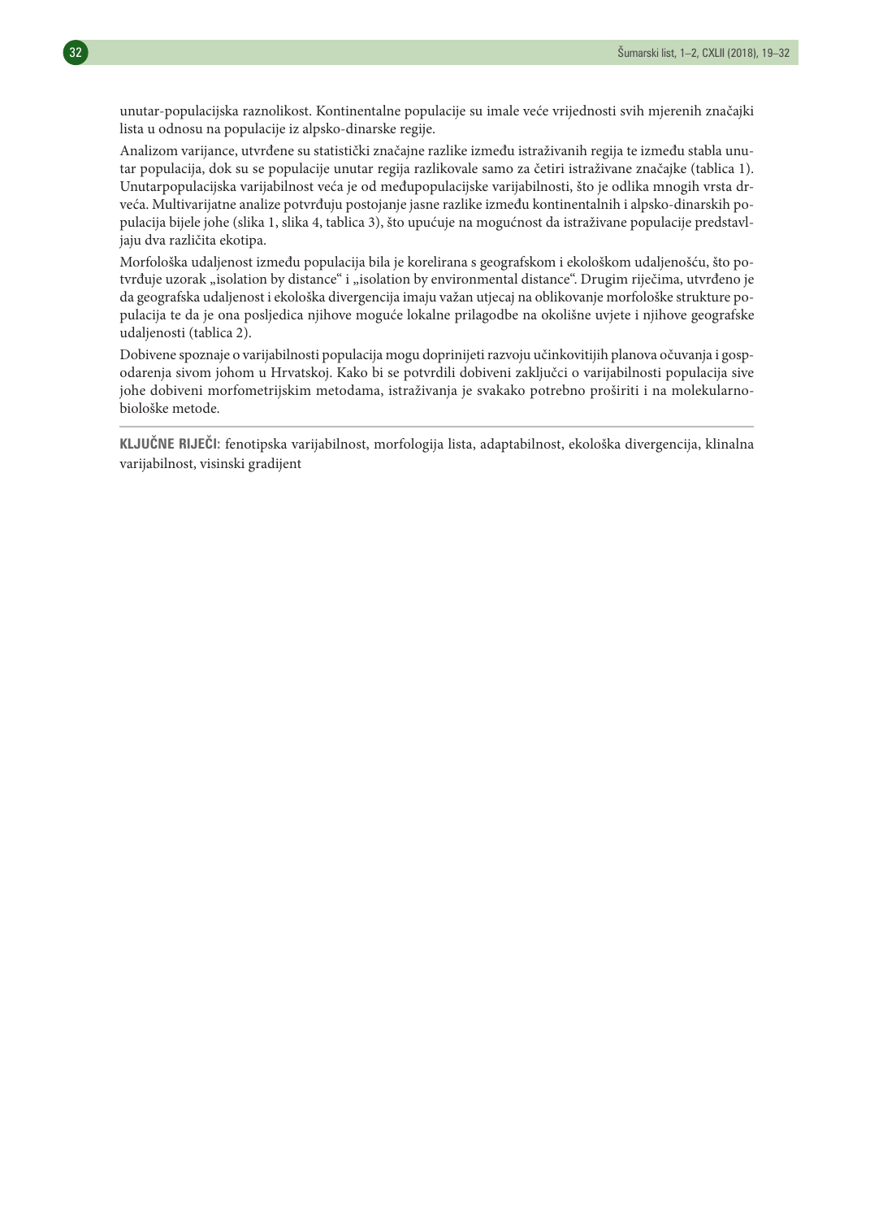unutar-populacijska raznolikost. Kontinentalne populacije su imale veće vrijednosti svih mjerenih značajki lista u odnosu na populacije iz alpsko-dinarske regije.

Analizom varijance, utvrđene su statistički značajne razlike između istraživanih regija te između stabla unutar populacija, dok su se populacije unutar regija razlikovale samo za četiri istraživane značajke (tablica 1). Unutarpopulacijska varijabilnost veća je od međupopulacijske varijabilnosti, što je odlika mnogih vrsta drveća. Multivarijatne analize potvrđuju postojanje jasne razlike između kontinentalnih i alpsko-dinarskih populacija bijele johe (slika 1, slika 4, tablica 3), što upućuje na mogućnost da istraživane populacije predstavljaju dva različita ekotipa.

Morfološka udaljenost između populacija bila je korelirana s geografskom i ekološkom udaljenošću, što potvrđuje uzorak „isolation by distance" i „isolation by environmental distance". Drugim riječima, utvrđeno je da geografska udaljenost i ekološka divergencija imaju važan utjecaj na oblikovanje morfološke strukture populacija te da je ona posljedica njihove moguće lokalne prilagodbe na okolišne uvjete i njihove geografske udaljenosti (tablica 2).

Dobivene spoznaje o varijabilnosti populacija mogu doprinijeti razvoju učinkovitijih planova očuvanja i gospodarenja sivom johom u Hrvatskoj. Kako bi se potvrdili dobiveni zaključci o varijabilnosti populacija sive johe dobiveni morfometrijskim metodama, istraživanja je svakako potrebno proširiti i na molekularno-biološke metode.

---

**KLJUČNE RIJEČI:** fenotipska varijabilnost, morfologija lista, adaptabilnost, ekološka divergencija, klinalna varijabilnost, visinski gradijent